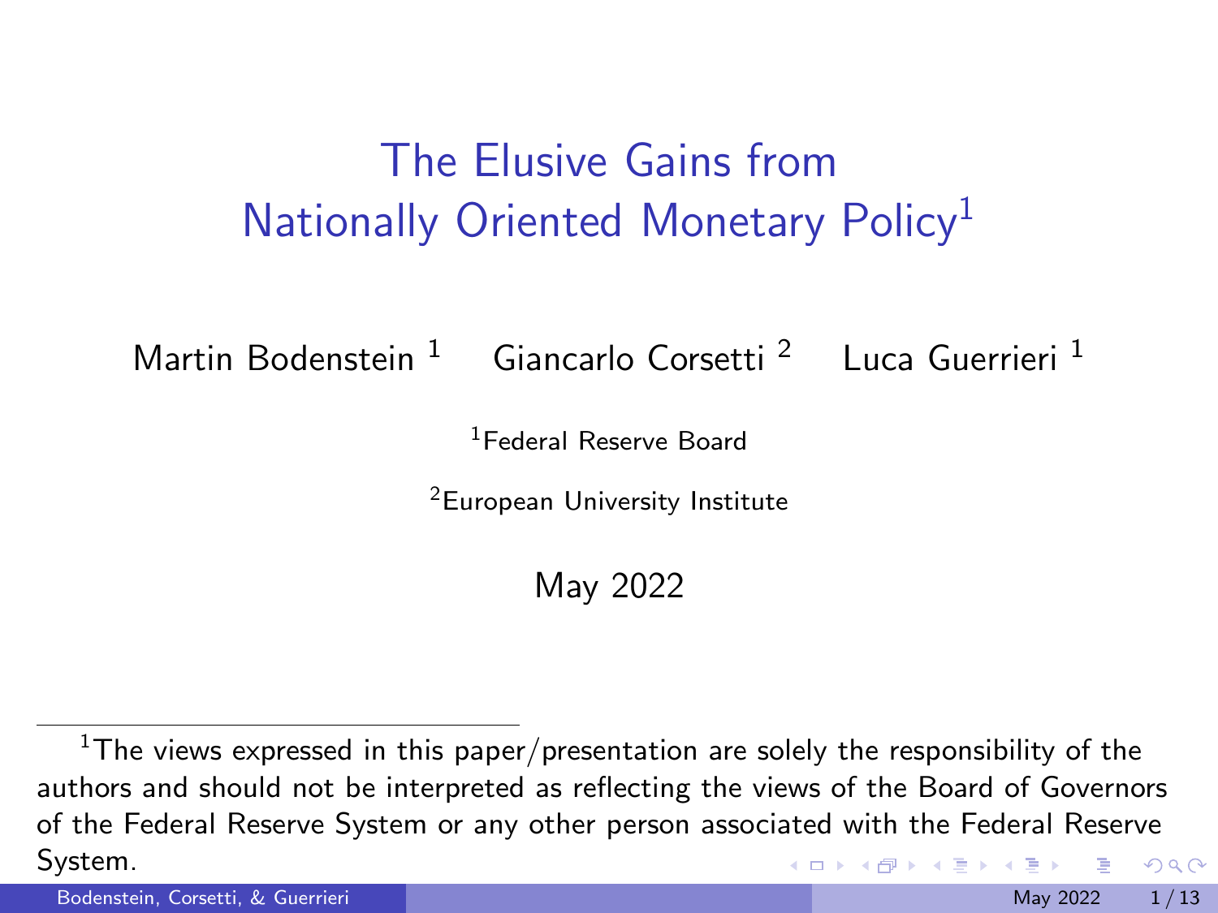# The Elusive Gains from Nationally Oriented Monetary Policy[1]

Martin Bodenstein [1] Giancarlo Corsetti [2] Luca Guerrieri [1]

[1]Federal Reserve Board

[2]European University Institute

May 2022

[1]The views expressed in this paper/presentation are solely the responsibility of the authors and should not be interpreted as reflecting the views of the Board of Governors of the Federal Reserve System or any other person associated with the Federal Reserve System.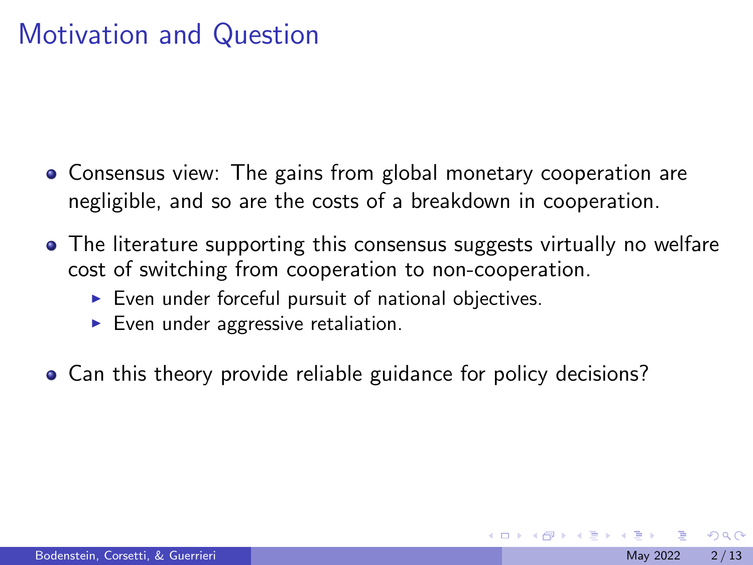# Motivation and Question

- Consensus view: The gains from global monetary cooperation are negligible, and so are the costs of a breakdown in cooperation.
- The literature supporting this consensus suggests virtually no welfare cost of switching from cooperation to non-cooperation.
  - Even under forceful pursuit of national objectives.
  - Even under aggressive retaliation.
- Can this theory provide reliable guidance for policy decisions?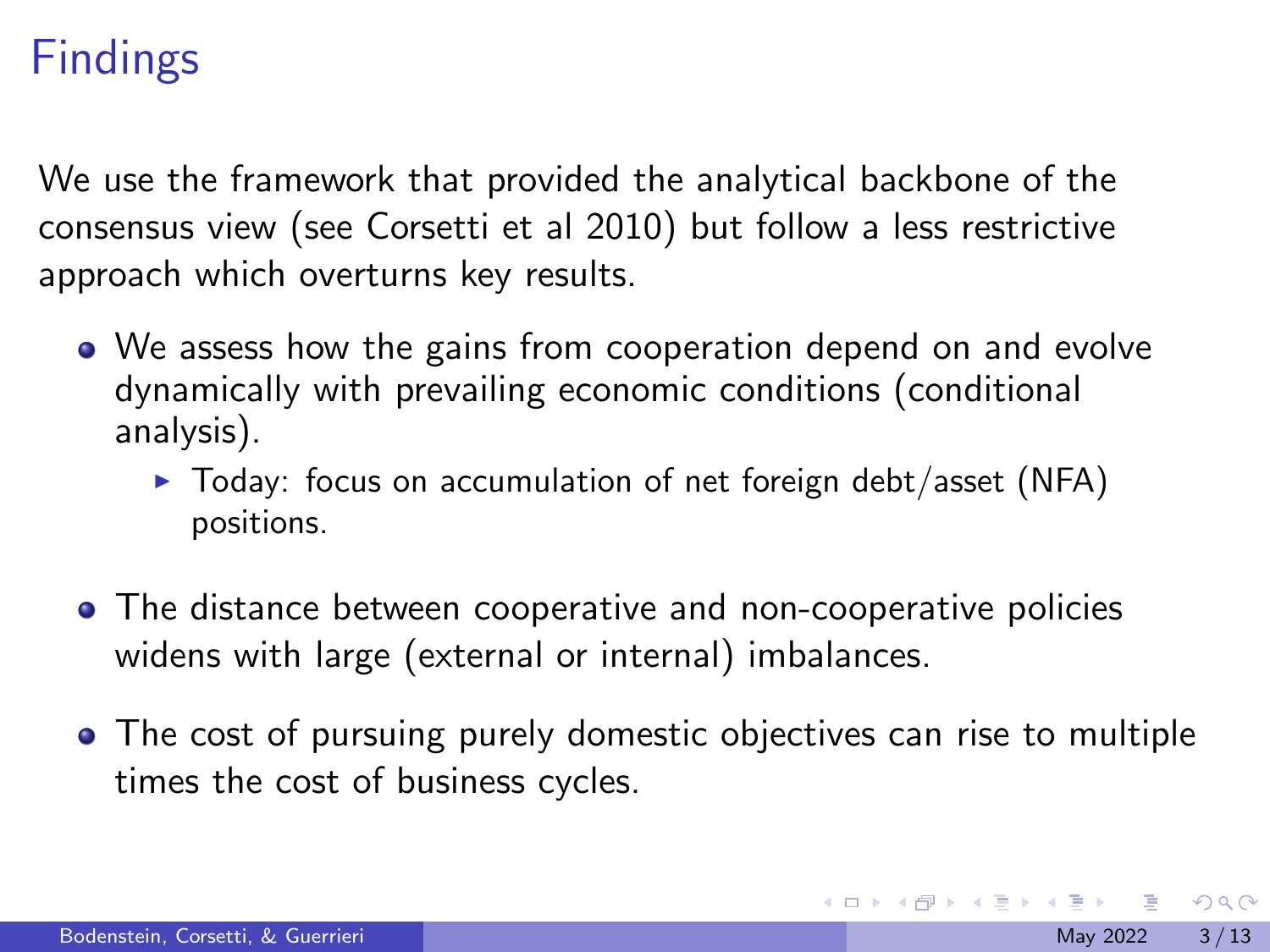# Findings

We use the framework that provided the analytical backbone of the consensus view (see Corsetti et al 2010) but follow a less restrictive approach which overturns key results.

- We assess how the gains from cooperation depend on and evolve dynamically with prevailing economic conditions (conditional analysis).
  - Today: focus on accumulation of net foreign debt/asset (NFA) positions.
- The distance between cooperative and non-cooperative policies widens with large (external or internal) imbalances.
- The cost of pursuing purely domestic objectives can rise to multiple times the cost of business cycles.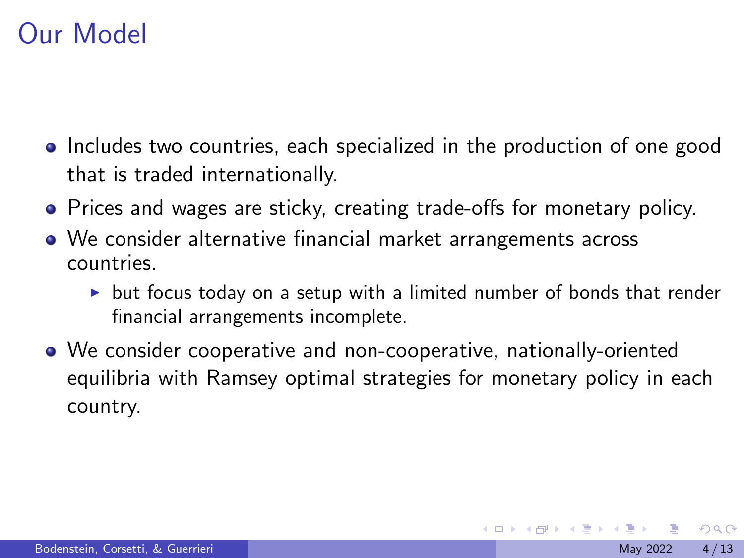# Our Model

- Includes two countries, each specialized in the production of one good that is traded internationally.
- Prices and wages are sticky, creating trade-offs for monetary policy.
- We consider alternative financial market arrangements across countries.
  - but focus today on a setup with a limited number of bonds that render financial arrangements incomplete.
- We consider cooperative and non-cooperative, nationally-oriented equilibria with Ramsey optimal strategies for monetary policy in each country.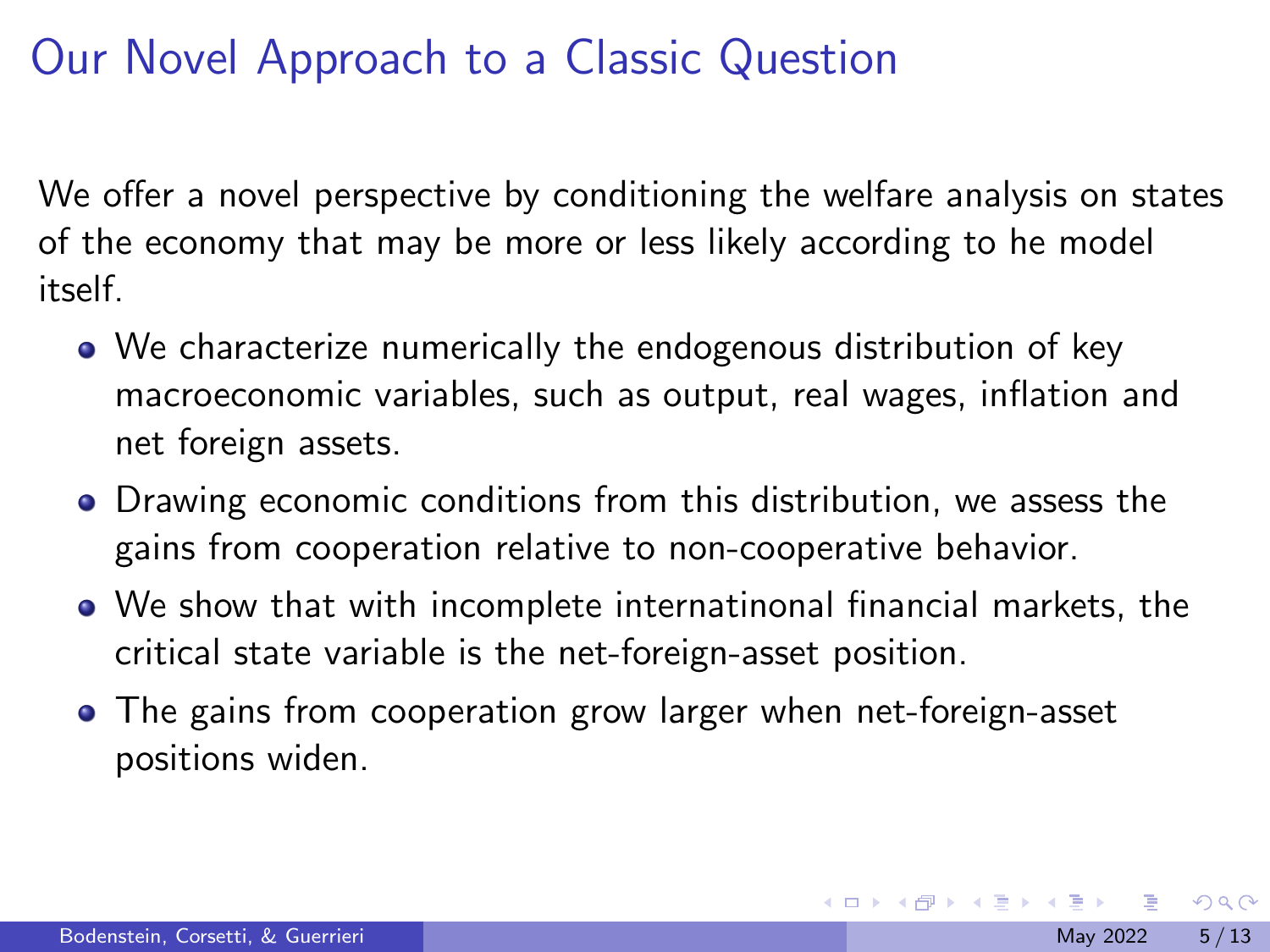# Our Novel Approach to a Classic Question

We offer a novel perspective by conditioning the welfare analysis on states of the economy that may be more or less likely according to he model itself.

- We characterize numerically the endogenous distribution of key macroeconomic variables, such as output, real wages, inflation and net foreign assets.
- Drawing economic conditions from this distribution, we assess the gains from cooperation relative to non-cooperative behavior.
- We show that with incomplete internatinonal financial markets, the critical state variable is the net-foreign-asset position.
- The gains from cooperation grow larger when net-foreign-asset positions widen.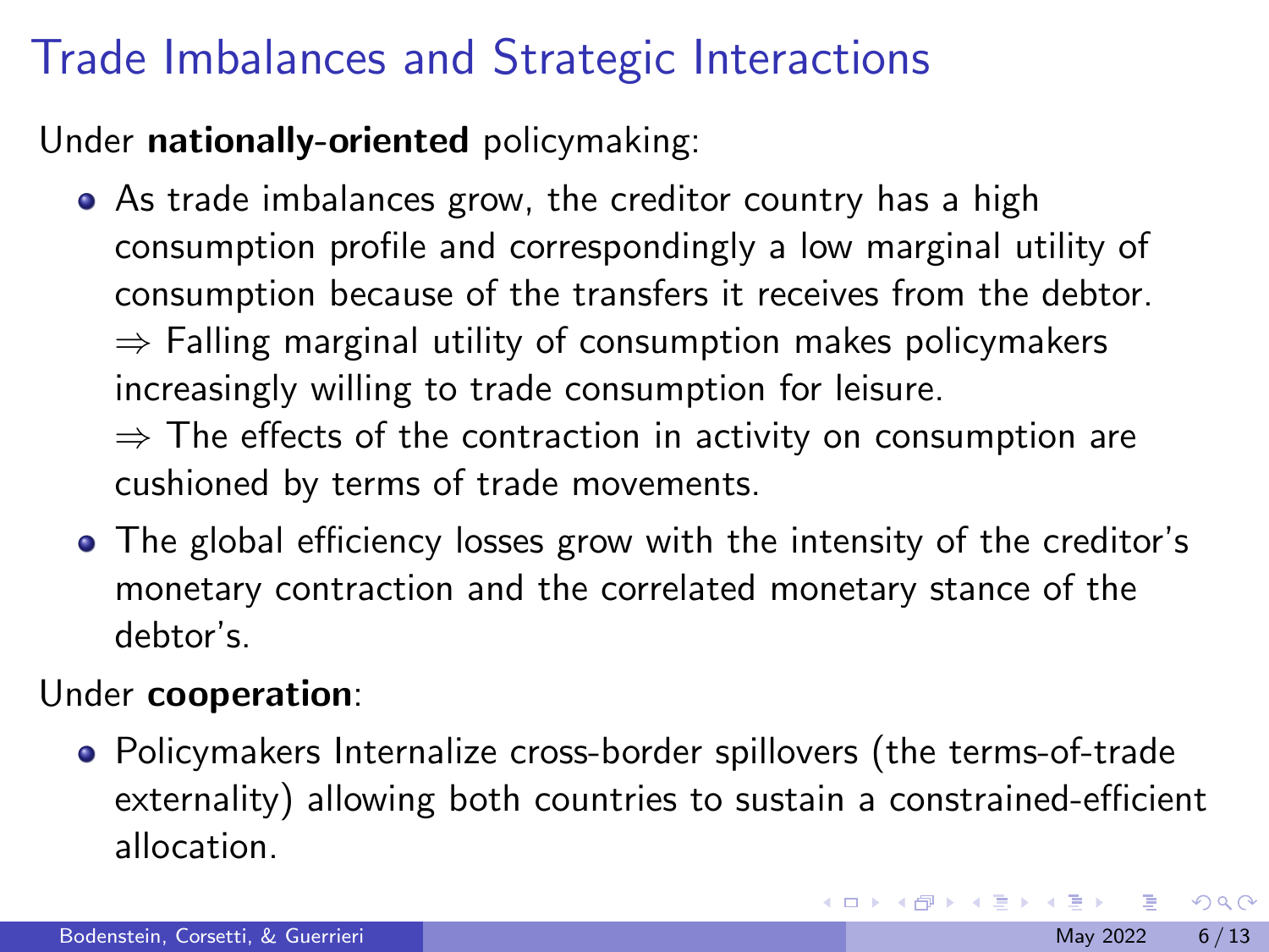# Trade Imbalances and Strategic Interactions

Under **nationally-oriented** policymaking:

- As trade imbalances grow, the creditor country has a high consumption profile and correspondingly a low marginal utility of consumption because of the transfers it receives from the debtor.
  $\Rightarrow$ Falling marginal utility of consumption makes policymakers increasingly willing to trade consumption for leisure.
  $\Rightarrow$ The effects of the contraction in activity on consumption are cushioned by terms of trade movements.
- The global efficiency losses grow with the intensity of the creditor's monetary contraction and the correlated monetary stance of the debtor's.

Under **cooperation**:

- Policymakers Internalize cross-border spillovers (the terms-of-trade externality) allowing both countries to sustain a constrained-efficient allocation.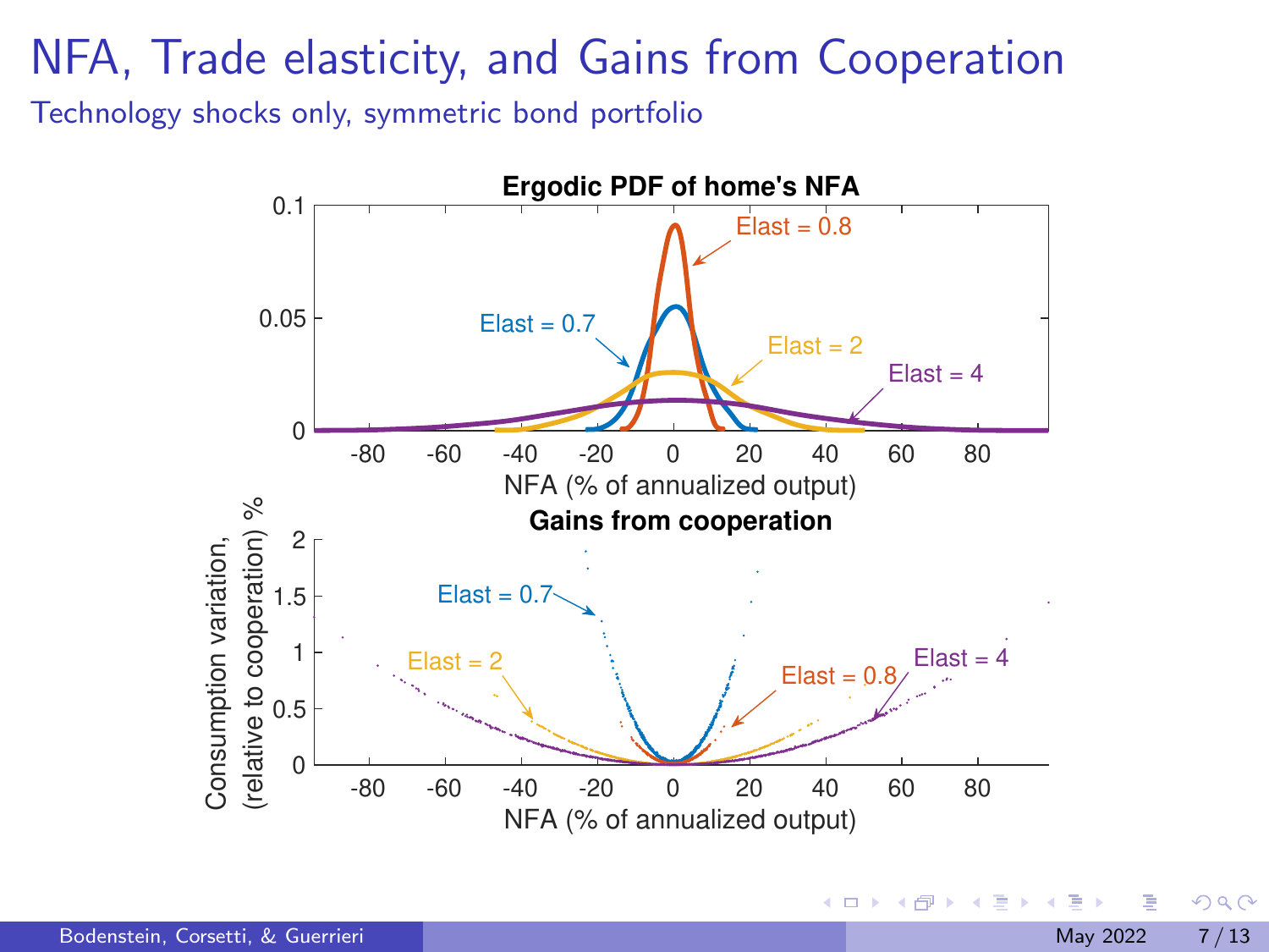# NFA, Trade elasticity, and Gains from Cooperation

Technology shocks only, symmetric bond portfolio

**Ergodic PDF of home's NFA**

Elast = 0.8, Elast = 0.7, Elast = 2, Elast = 4

NFA (% of annualized output)

**Gains from cooperation**

Consumption variation, (relative to cooperation) %

Elast = 0.7, Elast = 2, Elast = 0.8, Elast = 4

NFA (% of annualized output)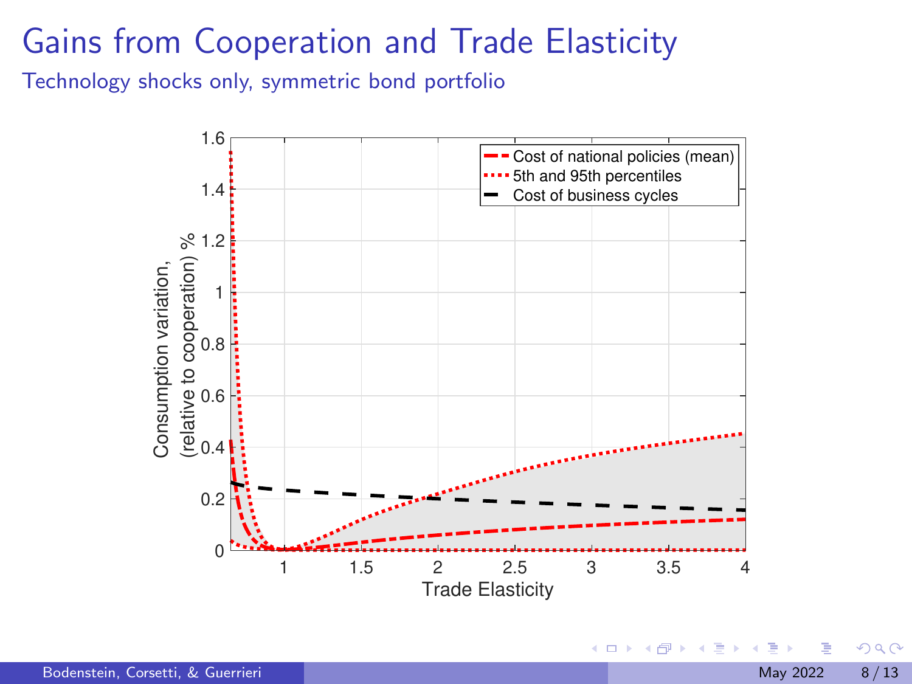# Gains from Cooperation and Trade Elasticity

Technology shocks only, symmetric bond portfolio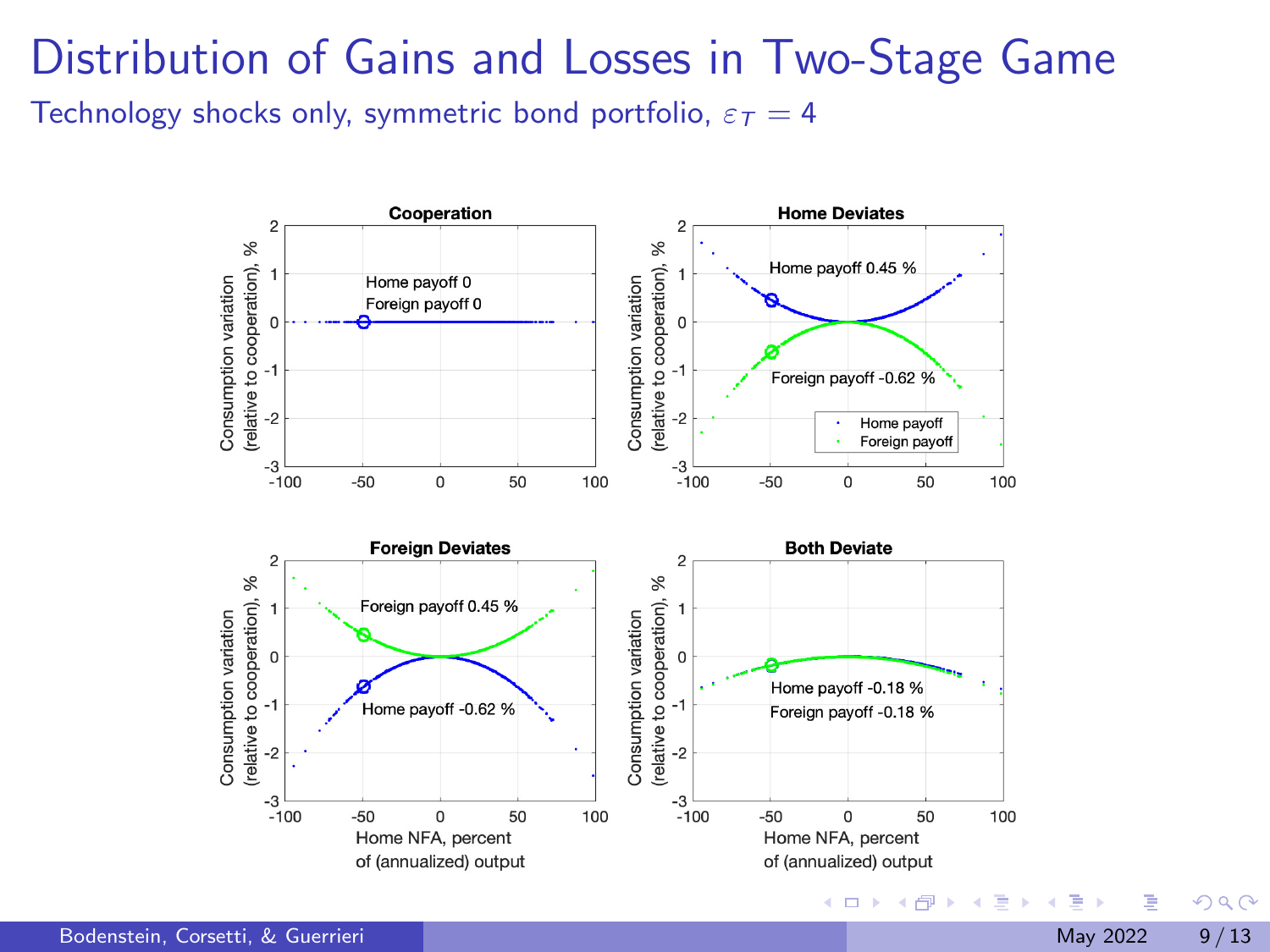# Distribution of Gains and Losses in Two-Stage Game

Technology shocks only, symmetric bond portfolio, $\varepsilon_T = 4$

**Cooperation**

Home payoff 0
Foreign payoff 0

**Home Deviates**

Home payoff 0.45 %
Foreign payoff -0.62 %

**Foreign Deviates**

Foreign payoff 0.45 %
Home payoff -0.62 %

**Both Deviate**

Home payoff -0.18 %
Foreign payoff -0.18 %

Consumption variation (relative to cooperation), %

Home NFA, percent of (annualized) output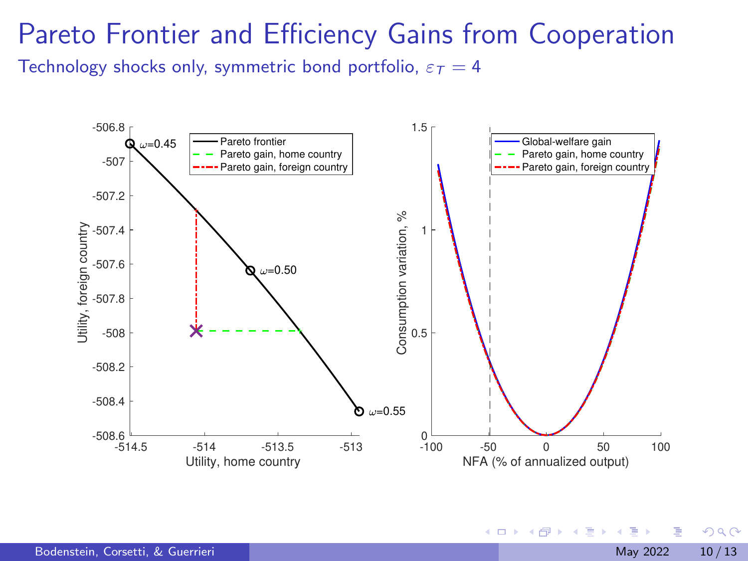# Pareto Frontier and Efficiency Gains from Cooperation

Technology shocks only, symmetric bond portfolio, $\varepsilon_T = 4$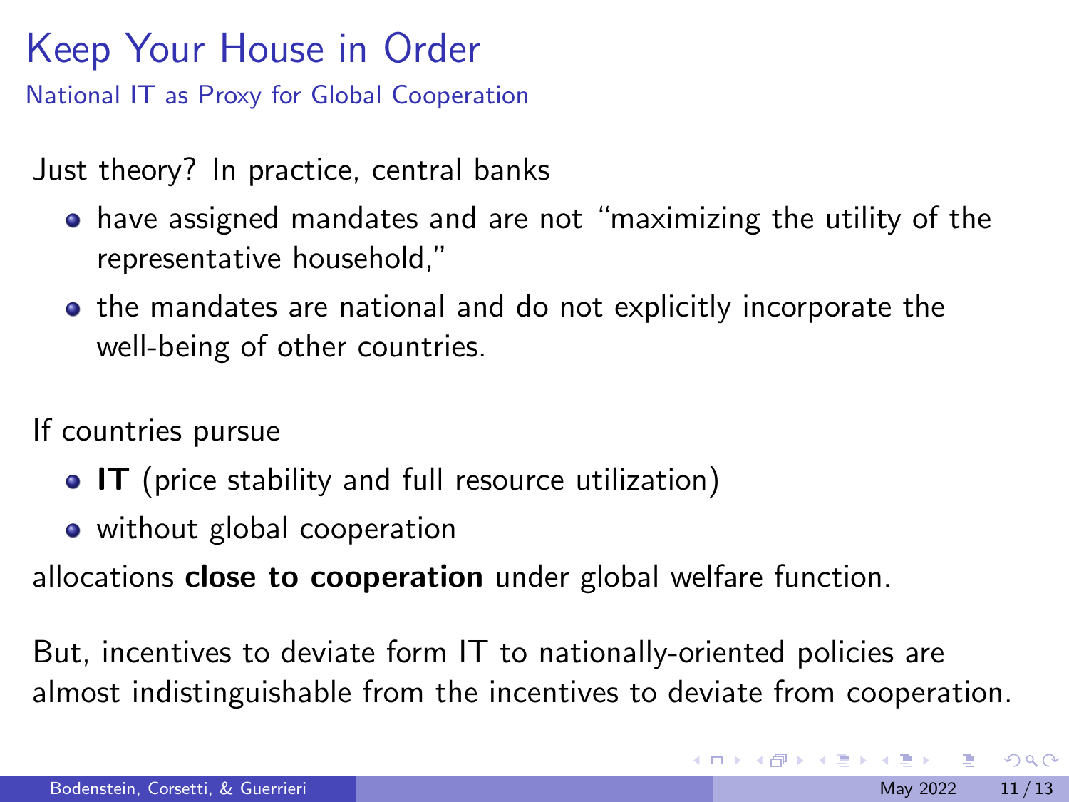# Keep Your House in Order

## National IT as Proxy for Global Cooperation

Just theory? In practice, central banks

- have assigned mandates and are not "maximizing the utility of the representative household,"
- the mandates are national and do not explicitly incorporate the well-being of other countries.

If countries pursue

- **IT** (price stability and full resource utilization)
- without global cooperation

allocations **close to cooperation** under global welfare function.

But, incentives to deviate form IT to nationally-oriented policies are almost indistinguishable from the incentives to deviate from cooperation.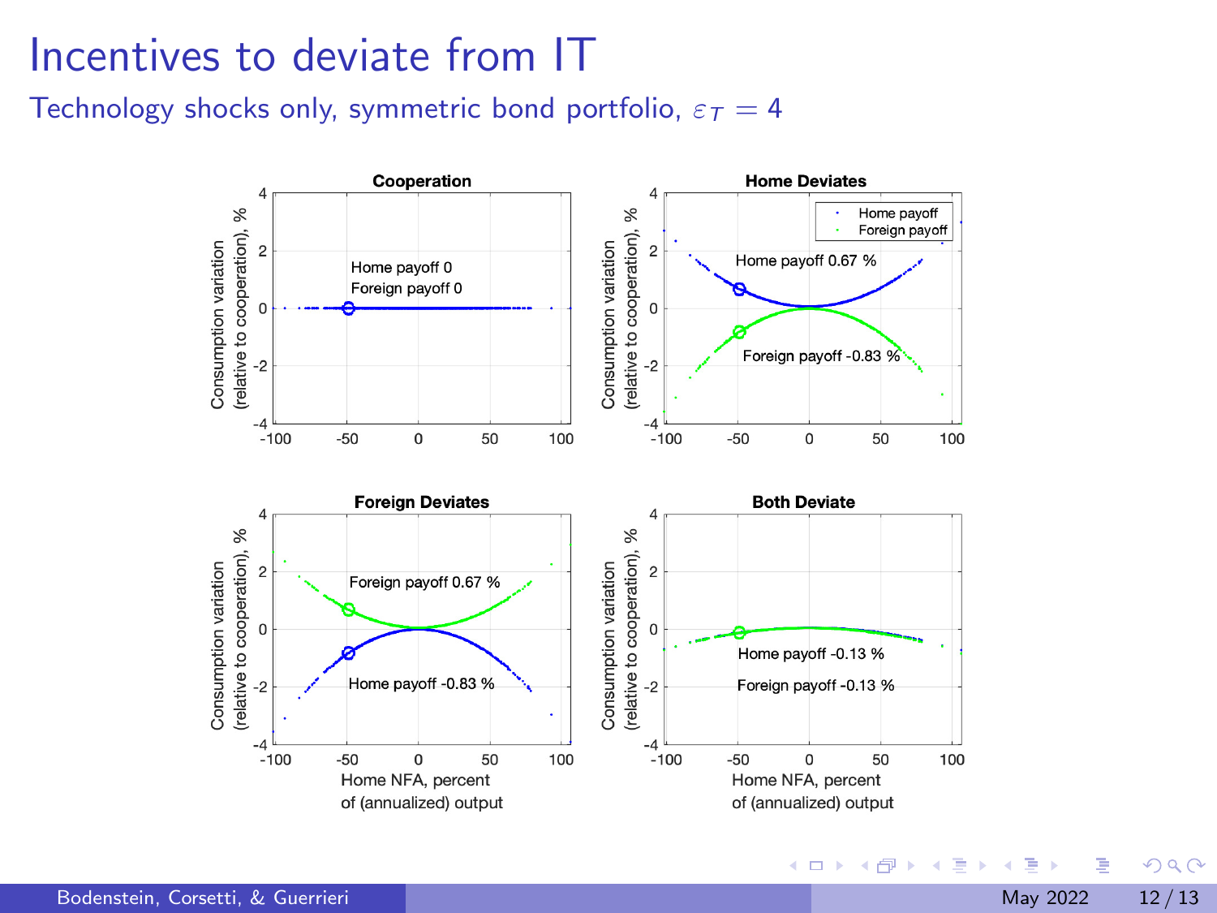# Incentives to deviate from IT

## Technology shocks only, symmetric bond portfolio, $\varepsilon_T = 4$

**Cooperation**

Home payoff 0

Foreign payoff 0

**Home Deviates**

Home payoff 0.67 %

Foreign payoff -0.83 %

**Foreign Deviates**

Foreign payoff 0.67 %

Home payoff -0.83 %

**Both Deviate**

Home payoff -0.13 %

Foreign payoff -0.13 %

Consumption variation (relative to cooperation), %

Home NFA, percent of (annualized) output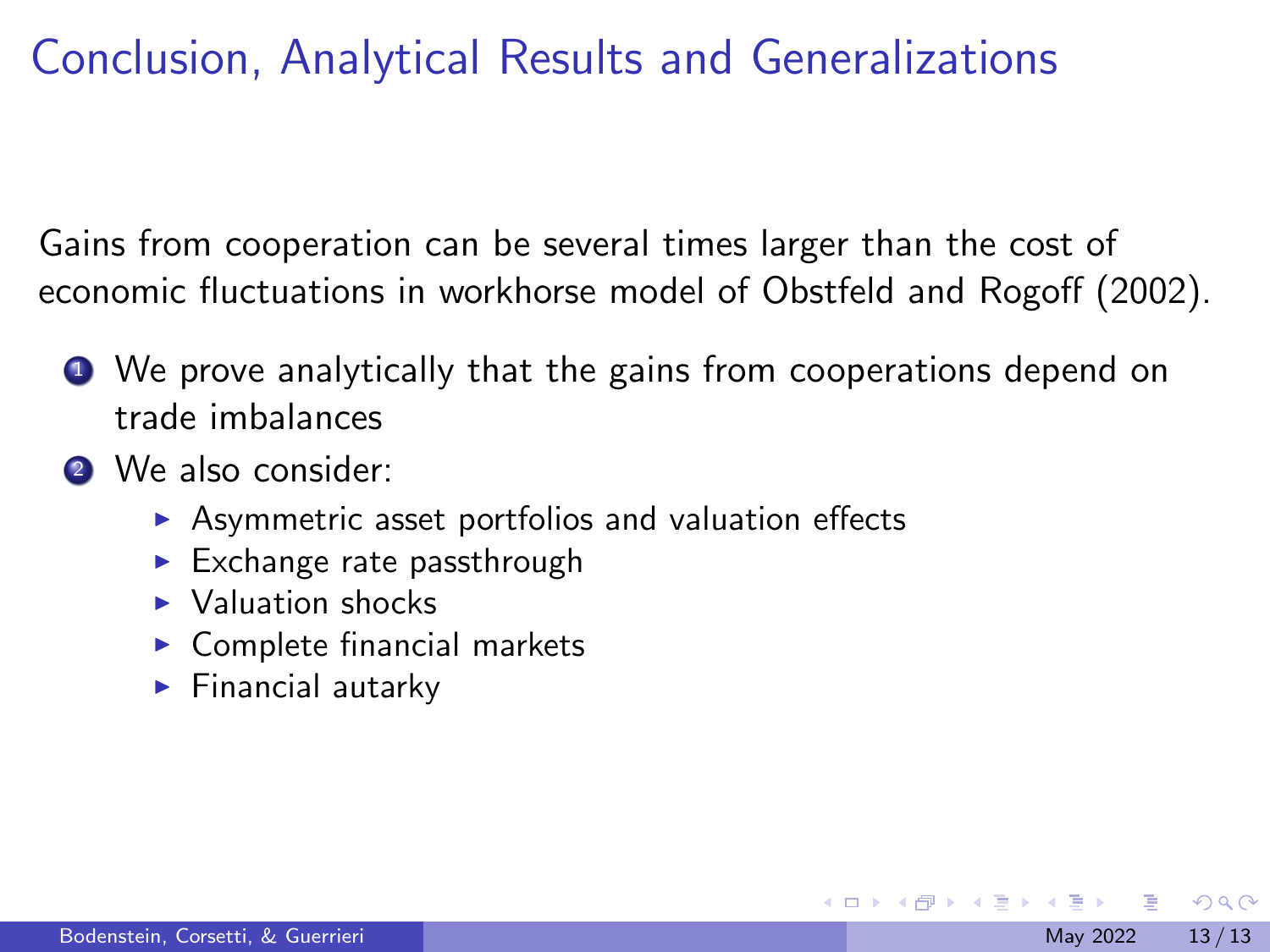# Conclusion, Analytical Results and Generalizations

Gains from cooperation can be several times larger than the cost of economic fluctuations in workhorse model of Obstfeld and Rogoff (2002).

1. We prove analytically that the gains from cooperations depend on trade imbalances
2. We also consider:
   - Asymmetric asset portfolios and valuation effects
   - Exchange rate passthrough
   - Valuation shocks
   - Complete financial markets
   - Financial autarky